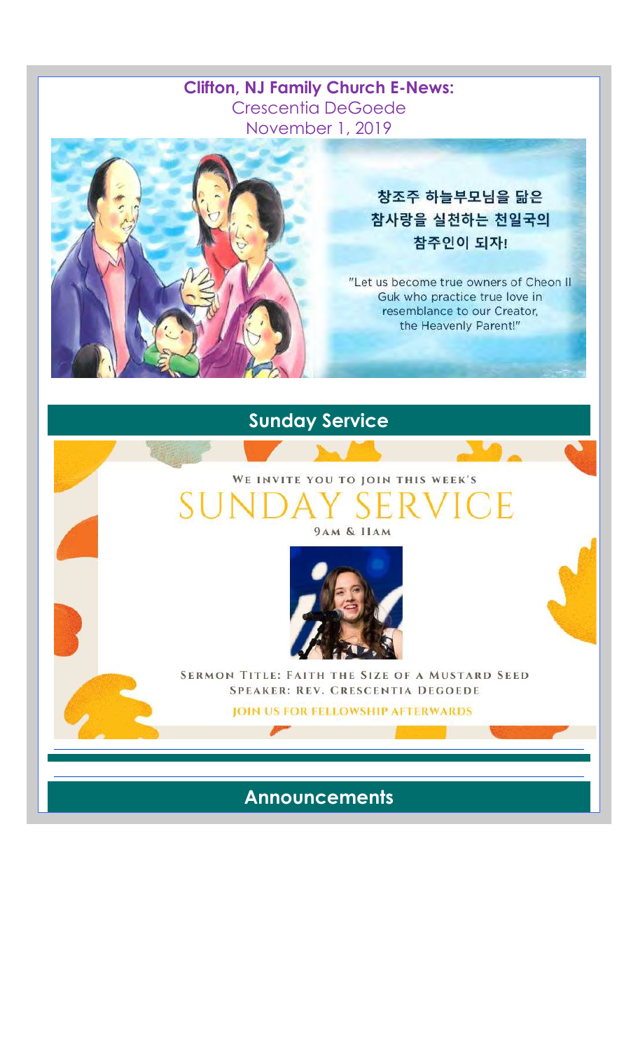**Clifton, NJ Family Church E-News:**
Crescentia DeGoede
November 1, 2019

창조주 하늘부모님을 닮은
참사랑을 실천하는 천일국의
참주인이 되자!

"Let us become true owners of Cheon Il Guk who practice true love in resemblance to our Creator, the Heavenly Parent!"

## Sunday Service

WE INVITE YOU TO JOIN THIS WEEK'S

# SUNDAY SERVICE

9AM & 11AM

SERMON TITLE: FAITH THE SIZE OF A MUSTARD SEED
SPEAKER: REV. CRESCENTIA DEGOEDE

JOIN US FOR FELLOWSHIP AFTERWARDS

## Announcements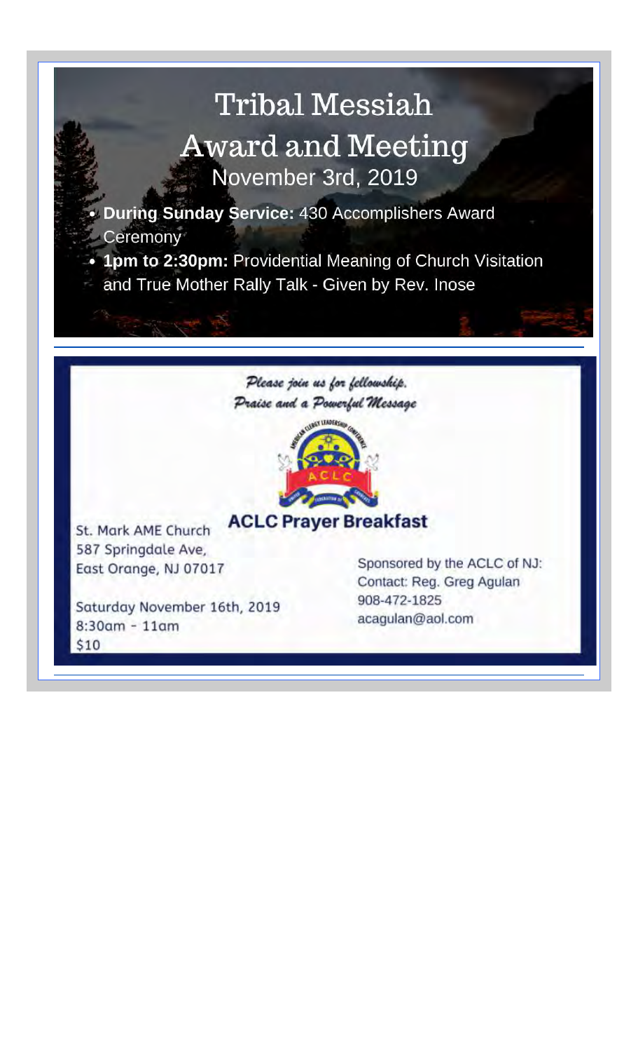# Tribal Messiah Award and Meeting

November 3rd, 2019

- **During Sunday Service:** 430 Accomplishers Award Ceremony
- **1pm to 2:30pm:** Providential Meaning of Church Visitation and True Mother Rally Talk - Given by Rev. Inose

---

*Please join us for fellowship, Praise and a Powerful Message*

## ACLC Prayer Breakfast

St. Mark AME Church
587 Springdale Ave,
East Orange, NJ 07017

Saturday November 16th, 2019
8:30am - 11am
$10

Sponsored by the ACLC of NJ:
Contact: Reg. Greg Agulan
908-472-1825
acagulan@aol.com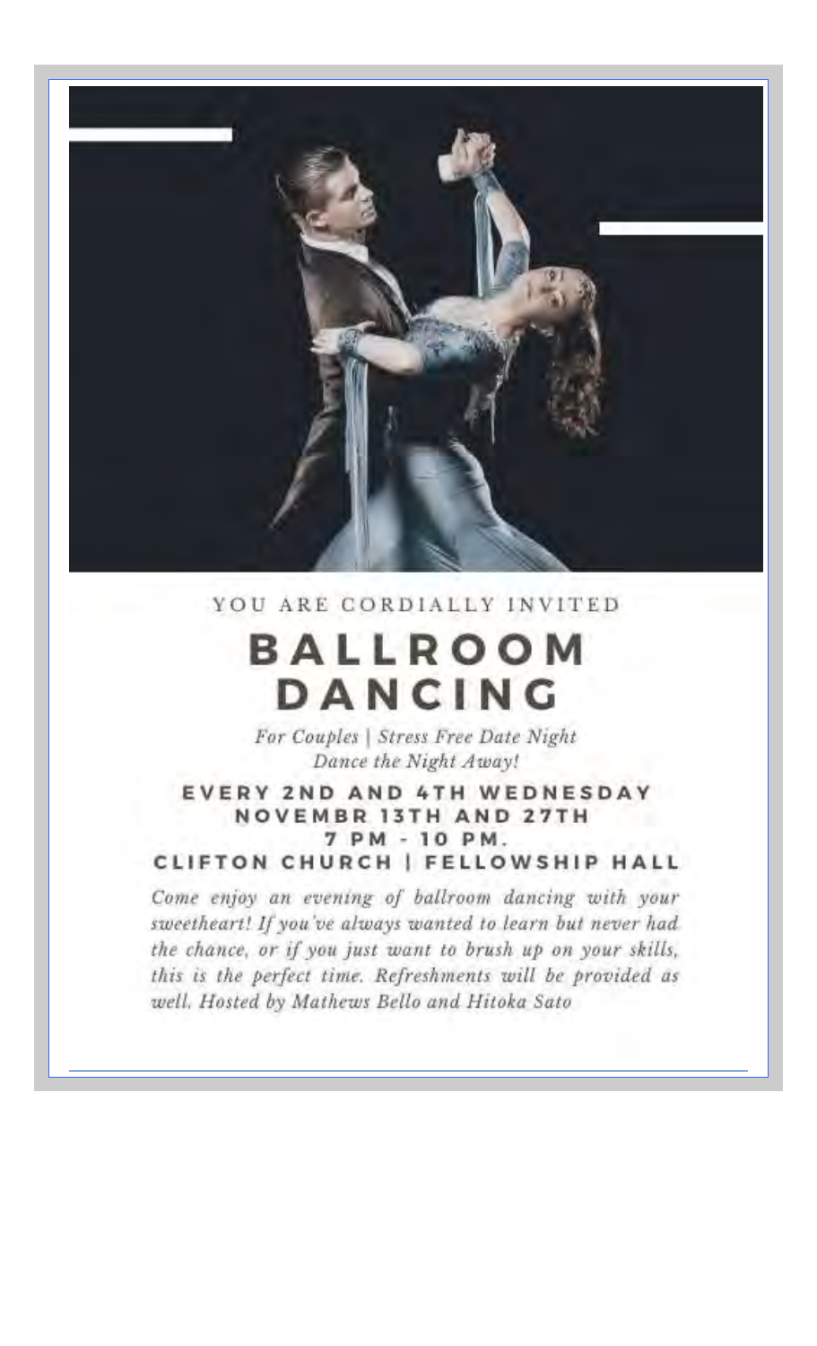YOU ARE CORDIALLY INVITED

# BALLROOM DANCING

*For Couples | Stress Free Date Night*
*Dance the Night Away!*

**EVERY 2ND AND 4TH WEDNESDAY**
**NOVEMBR 13TH AND 27TH**
**7 PM - 10 PM.**
**CLIFTON CHURCH | FELLOWSHIP HALL**

*Come enjoy an evening of ballroom dancing with your sweetheart! If you've always wanted to learn but never had the chance, or if you just want to brush up on your skills, this is the perfect time. Refreshments will be provided as well. Hosted by Mathews Bello and Hitoka Sato*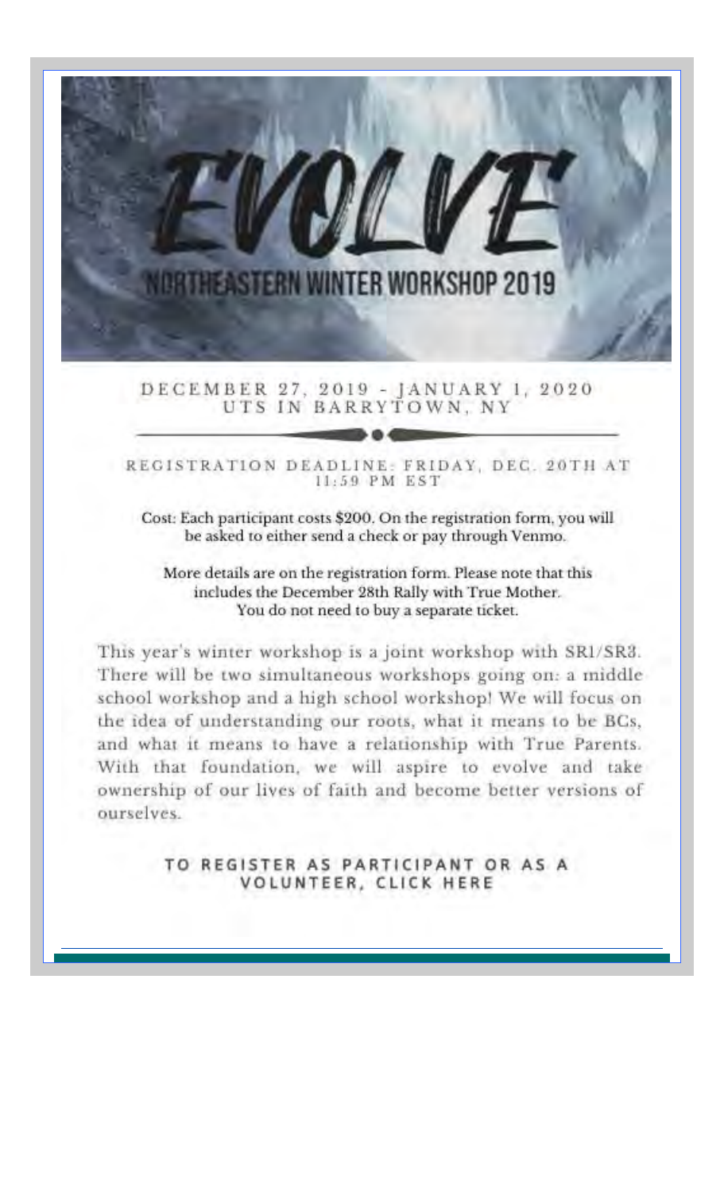# EVOLVE

## NORTHEASTERN WINTER WORKSHOP 2019

DECEMBER 27, 2019 - JANUARY 1, 2020
UTS IN BARRYTOWN, NY

REGISTRATION DEADLINE: FRIDAY, DEC. 20TH AT 11:59 PM EST

Cost: Each participant costs $200. On the registration form, you will be asked to either send a check or pay through Venmo.

More details are on the registration form. Please note that this includes the December 28th Rally with True Mother. You do not need to buy a separate ticket.

This year's winter workshop is a joint workshop with SR1/SR3. There will be two simultaneous workshops going on: a middle school workshop and a high school workshop! We will focus on the idea of understanding our roots, what it means to be BCs, and what it means to have a relationship with True Parents. With that foundation, we will aspire to evolve and take ownership of our lives of faith and become better versions of ourselves.

**TO REGISTER AS PARTICIPANT OR AS A VOLUNTEER, CLICK HERE**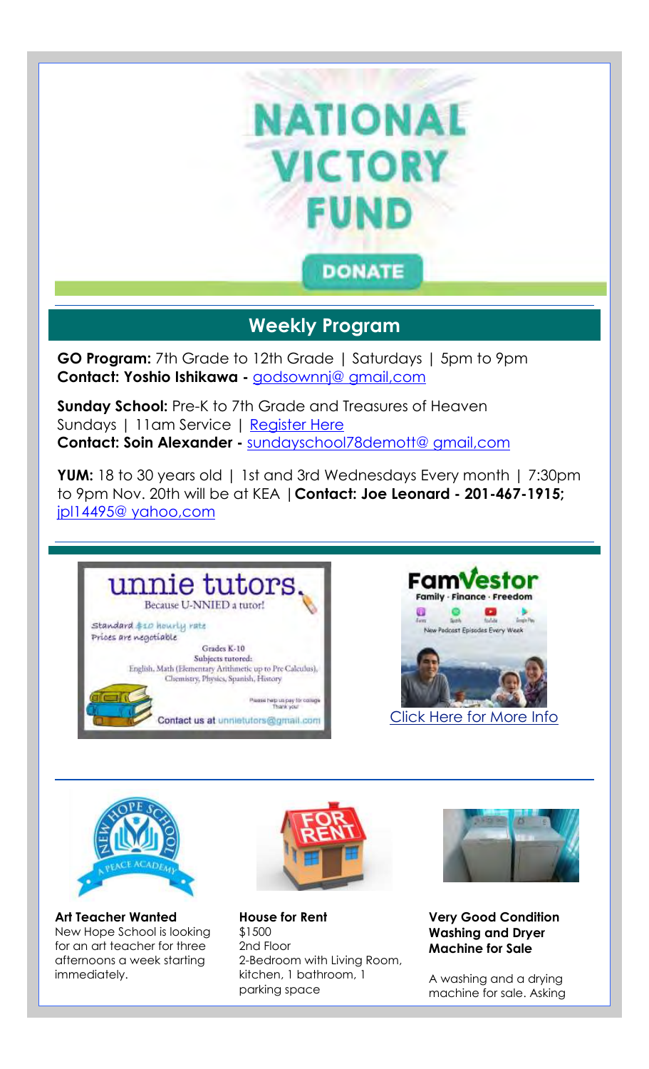# NATIONAL VICTORY FUND

DONATE

## Weekly Program

**GO Program:** 7th Grade to 12th Grade | Saturdays | 5pm to 9pm
**Contact: Yoshio Ishikawa -** godsownnj@ gmail,com

**Sunday School:** Pre-K to 7th Grade and Treasures of Heaven
Sundays | 11am Service | Register Here
**Contact: Soin Alexander -** sundayschool78demott@ gmail,com

**YUM:** 18 to 30 years old | 1st and 3rd Wednesdays Every month | 7:30pm to 9pm Nov. 20th will be at KEA | **Contact: Joe Leonard - 201-467-1915;** jpl14495@ yahoo,com

unnie tutors.
Because U-NNIED a tutor!

Standard $10 hourly rate
Prices are negotiable

Grades K-10
Subjects tutored:
English, Math (Elementary Arithmetic up to Pre Calculus), Chemistry, Physics, Spanish, History

Please help us pay for college
Thank you!

Contact us at unnietutors@gmail.com

FamVestor
Family · Finance · Freedom
New Podcast Episodes Every Week

Click Here for More Info

**Art Teacher Wanted**
New Hope School is looking for an art teacher for three afternoons a week starting immediately.

**House for Rent**
$1500
2nd Floor
2-Bedroom with Living Room, kitchen, 1 bathroom, 1 parking space

**Very Good Condition Washing and Dryer Machine for Sale**

A washing and a drying machine for sale. Asking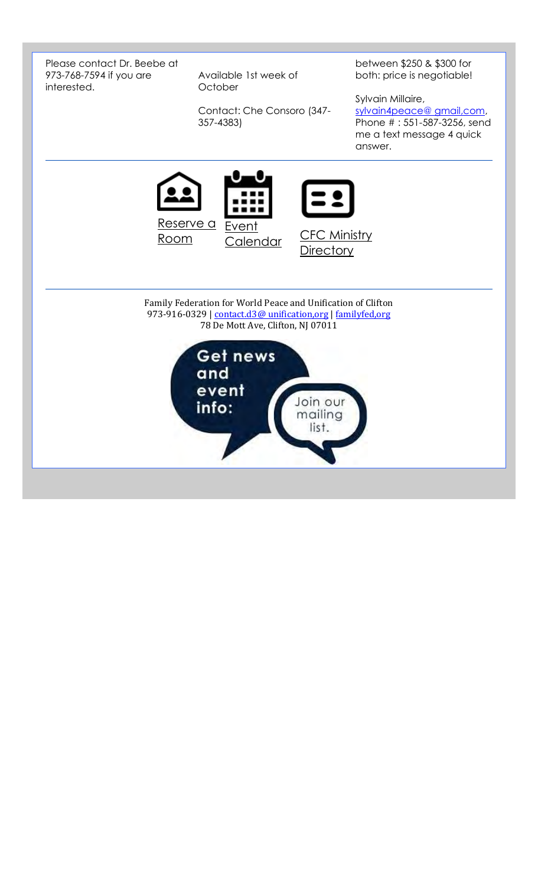Please contact Dr. Beebe at 973-768-7594 if you are interested.

Available 1st week of October

Contact: Che Consoro (347-357-4383)

between $250 & $300 for both: price is negotiable!

Sylvain Millaire, sylvain4peace@ gmail,com, Phone # : 551-587-3256, send me a text message 4 quick answer.

---

Reserve a Room

Event Calendar

CFC Ministry Directory

---

Family Federation for World Peace and Unification of Clifton
973-916-0329 | contact.d3@ unification,org | familyfed,org
78 De Mott Ave, Clifton, NJ 07011

Get news and event info:

Join our mailing list.